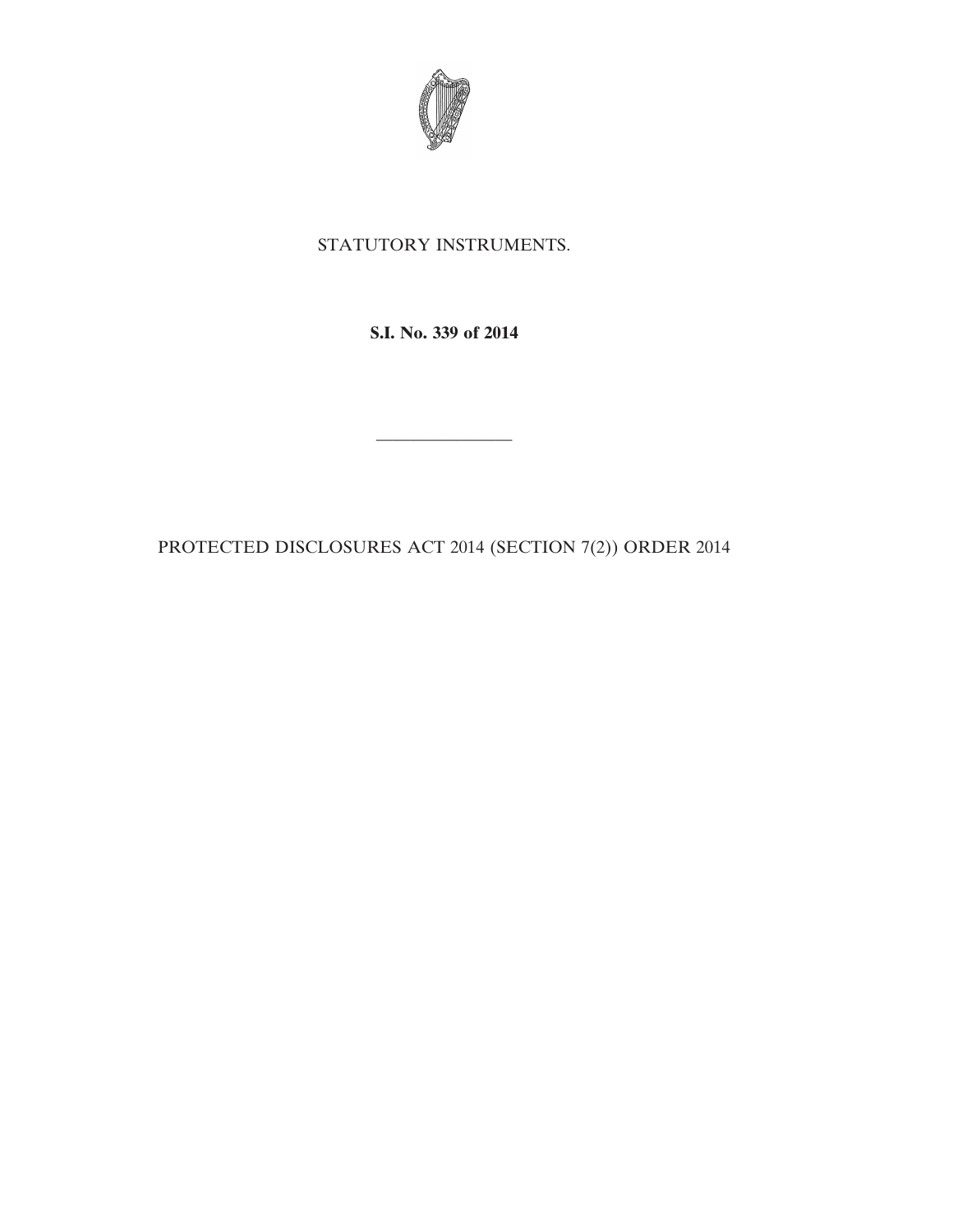STATUTORY INSTRUMENTS.

**S.I. No. 339 of 2014**

---

PROTECTED DISCLOSURES ACT 2014 (SECTION 7(2)) ORDER 2014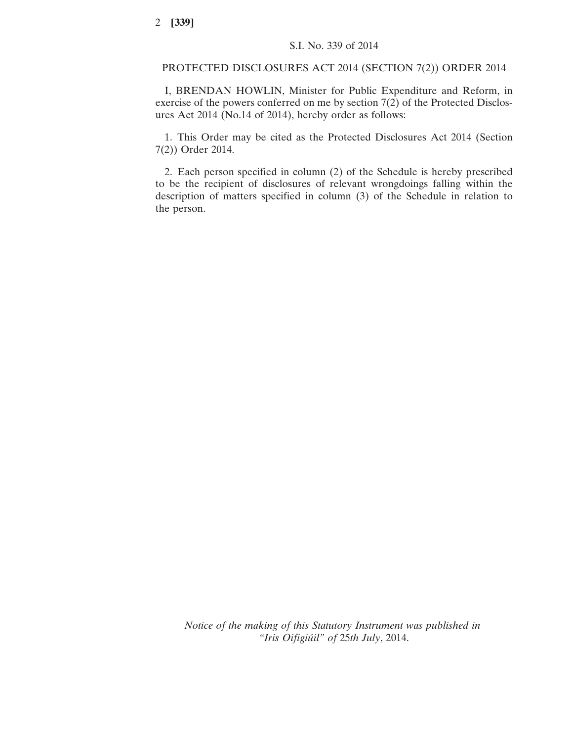S.I. No. 339 of 2014

# PROTECTED DISCLOSURES ACT 2014 (SECTION 7(2)) ORDER 2014

I, BRENDAN HOWLIN, Minister for Public Expenditure and Reform, in exercise of the powers conferred on me by section 7(2) of the Protected Disclosures Act 2014 (No.14 of 2014), hereby order as follows:

1. This Order may be cited as the Protected Disclosures Act 2014 (Section 7(2)) Order 2014.

2. Each person specified in column (2) of the Schedule is hereby prescribed to be the recipient of disclosures of relevant wrongdoings falling within the description of matters specified in column (3) of the Schedule in relation to the person.

*Notice of the making of this Statutory Instrument was published in "Iris Oifigiúil" of 25th July*, 2014.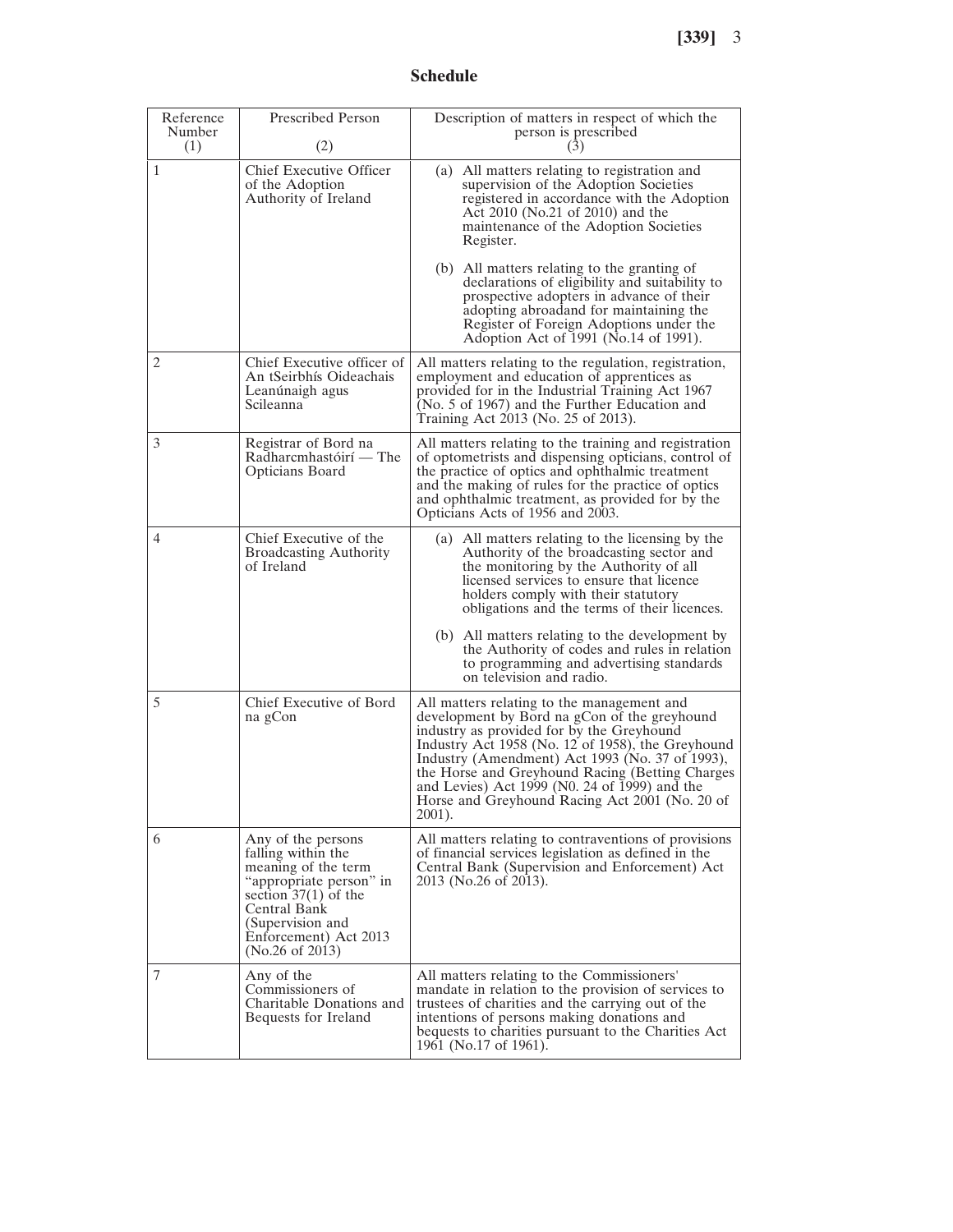## Schedule

| Reference Number (1) | Prescribed Person (2) | Description of matters in respect of which the person is prescribed (3) |
|---|---|---|
| 1 | Chief Executive Officer of the Adoption Authority of Ireland | (a) All matters relating to registration and supervision of the Adoption Societies registered in accordance with the Adoption Act 2010 (No.21 of 2010) and the maintenance of the Adoption Societies Register. (b) All matters relating to the granting of declarations of eligibility and suitability to prospective adopters in advance of their adopting abroadand for maintaining the Register of Foreign Adoptions under the Adoption Act of 1991 (No.14 of 1991). |
| 2 | Chief Executive officer of An tSeirbhís Oideachais Leanúnaigh agus Scileanna | All matters relating to the regulation, registration, employment and education of apprentices as provided for in the Industrial Training Act 1967 (No. 5 of 1967) and the Further Education and Training Act 2013 (No. 25 of 2013). |
| 3 | Registrar of Bord na Radharcmhastóirí — The Opticians Board | All matters relating to the training and registration of optometrists and dispensing opticians, control of the practice of optics and ophthalmic treatment and the making of rules for the practice of optics and ophthalmic treatment, as provided for by the Opticians Acts of 1956 and 2003. |
| 4 | Chief Executive of the Broadcasting Authority of Ireland | (a) All matters relating to the licensing by the Authority of the broadcasting sector and the monitoring by the Authority of all licensed services to ensure that licence holders comply with their statutory obligations and the terms of their licences. (b) All matters relating to the development by the Authority of codes and rules in relation to programming and advertising standards on television and radio. |
| 5 | Chief Executive of Bord na gCon | All matters relating to the management and development by Bord na gCon of the greyhound industry as provided for by the Greyhound Industry Act 1958 (No. 12 of 1958), the Greyhound Industry (Amendment) Act 1993 (No. 37 of 1993), the Horse and Greyhound Racing (Betting Charges and Levies) Act 1999 (N0. 24 of 1999) and the Horse and Greyhound Racing Act 2001 (No. 20 of 2001). |
| 6 | Any of the persons falling within the meaning of the term "appropriate person" in section 37(1) of the Central Bank (Supervision and Enforcement) Act 2013 (No.26 of 2013) | All matters relating to contraventions of provisions of financial services legislation as defined in the Central Bank (Supervision and Enforcement) Act 2013 (No.26 of 2013). |
| 7 | Any of the Commissioners of Charitable Donations and Bequests for Ireland | All matters relating to the Commissioners' mandate in relation to the provision of services to trustees of charities and the carrying out of the intentions of persons making donations and bequests to charities pursuant to the Charities Act 1961 (No.17 of 1961). |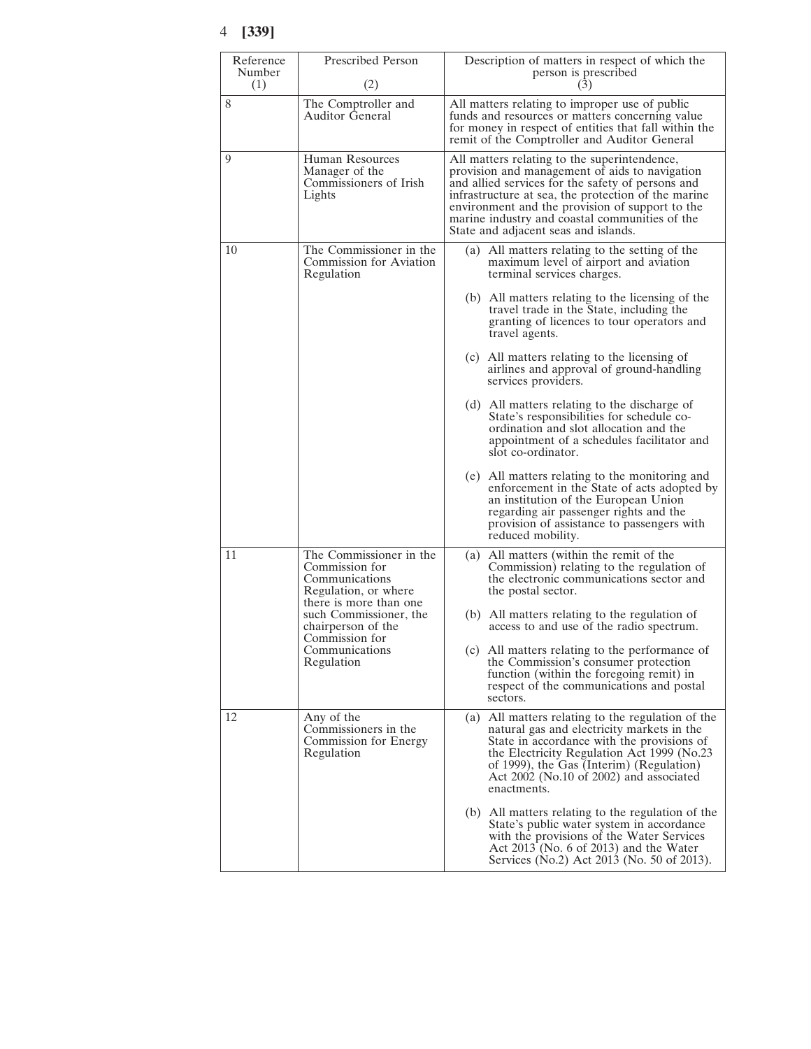| Reference Number (1) | Prescribed Person (2) | Description of matters in respect of which the person is prescribed (3) |
|---|---|---|
| 8 | The Comptroller and Auditor General | All matters relating to improper use of public funds and resources or matters concerning value for money in respect of entities that fall within the remit of the Comptroller and Auditor General |
| 9 | Human Resources Manager of the Commissioners of Irish Lights | All matters relating to the superintendence, provision and management of aids to navigation and allied services for the safety of persons and infrastructure at sea, the protection of the marine environment and the provision of support to the marine industry and coastal communities of the State and adjacent seas and islands. |
| 10 | The Commissioner in the Commission for Aviation Regulation | (a) All matters relating to the setting of the maximum level of airport and aviation terminal services charges.<br><br>(b) All matters relating to the licensing of the travel trade in the State, including the granting of licences to tour operators and travel agents.<br><br>(c) All matters relating to the licensing of airlines and approval of ground-handling services providers.<br><br>(d) All matters relating to the discharge of State's responsibilities for schedule co-ordination and slot allocation and the appointment of a schedules facilitator and slot co-ordinator.<br><br>(e) All matters relating to the monitoring and enforcement in the State of acts adopted by an institution of the European Union regarding air passenger rights and the provision of assistance to passengers with reduced mobility. |
| 11 | The Commissioner in the Commission for Communications Regulation, or where there is more than one such Commissioner, the chairperson of the Commission for Communications Regulation | (a) All matters (within the remit of the Commission) relating to the regulation of the electronic communications sector and the postal sector.<br><br>(b) All matters relating to the regulation of access to and use of the radio spectrum.<br><br>(c) All matters relating to the performance of the Commission's consumer protection function (within the foregoing remit) in respect of the communications and postal sectors. |
| 12 | Any of the Commissioners in the Commission for Energy Regulation | (a) All matters relating to the regulation of the natural gas and electricity markets in the State in accordance with the provisions of the Electricity Regulation Act 1999 (No.23 of 1999), the Gas (Interim) (Regulation) Act 2002 (No.10 of 2002) and associated enactments.<br><br>(b) All matters relating to the regulation of the State's public water system in accordance with the provisions of the Water Services Act 2013 (No. 6 of 2013) and the Water Services (No.2) Act 2013 (No. 50 of 2013). |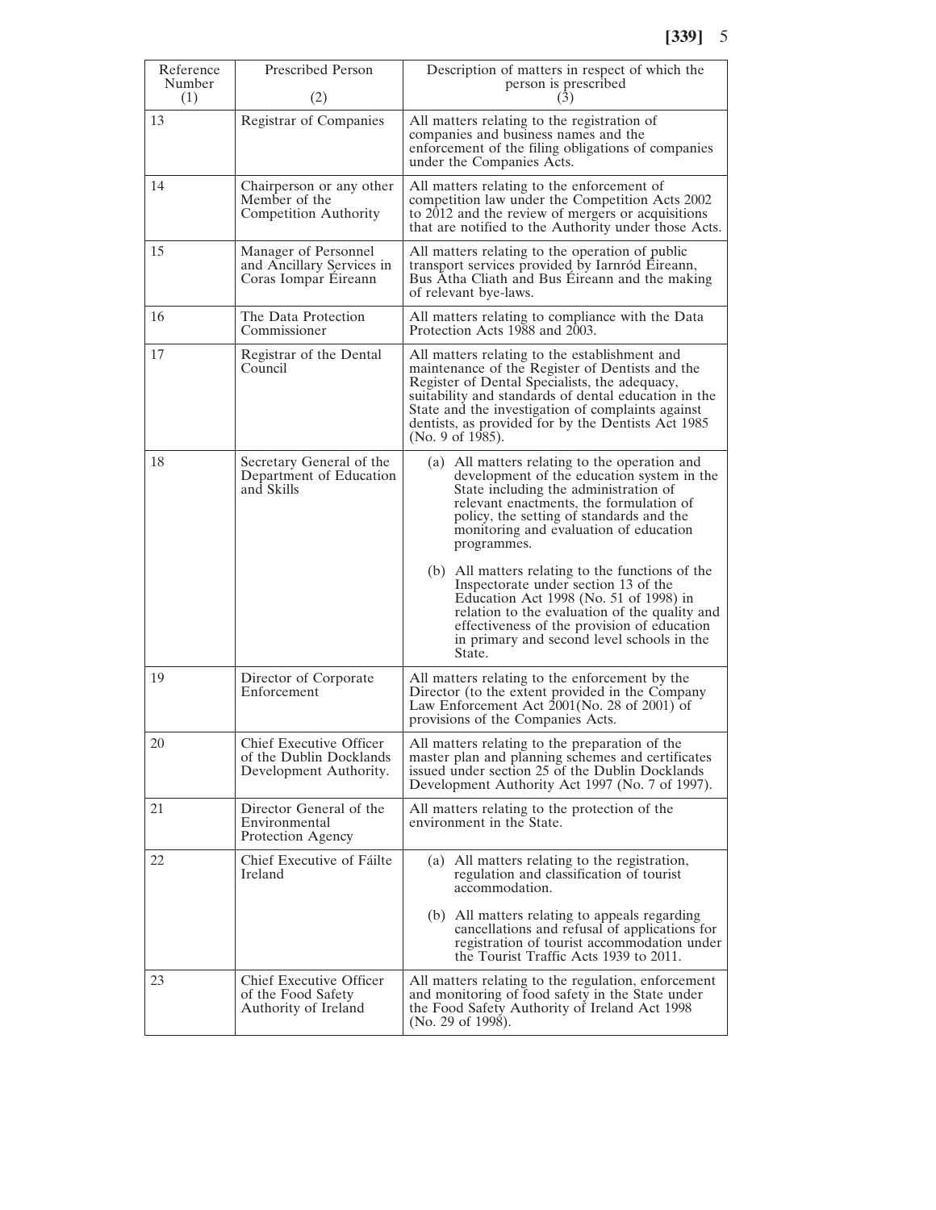| Reference Number (1) | Prescribed Person (2) | Description of matters in respect of which the person is prescribed (3) |
|---|---|---|
| 13 | Registrar of Companies | All matters relating to the registration of companies and business names and the enforcement of the filing obligations of companies under the Companies Acts. |
| 14 | Chairperson or any other Member of the Competition Authority | All matters relating to the enforcement of competition law under the Competition Acts 2002 to 2012 and the review of mergers or acquisitions that are notified to the Authority under those Acts. |
| 15 | Manager of Personnel and Ancillary Services in Coras Iompar Éireann | All matters relating to the operation of public transport services provided by Iarnród Éireann, Bus Átha Cliath and Bus Éireann and the making of relevant bye-laws. |
| 16 | The Data Protection Commissioner | All matters relating to compliance with the Data Protection Acts 1988 and 2003. |
| 17 | Registrar of the Dental Council | All matters relating to the establishment and maintenance of the Register of Dentists and the Register of Dental Specialists, the adequacy, suitability and standards of dental education in the State and the investigation of complaints against dentists, as provided for by the Dentists Act 1985 (No. 9 of 1985). |
| 18 | Secretary General of the Department of Education and Skills | (a) All matters relating to the operation and development of the education system in the State including the administration of relevant enactments, the formulation of policy, the setting of standards and the monitoring and evaluation of education programmes. <br><br> (b) All matters relating to the functions of the Inspectorate under section 13 of the Education Act 1998 (No. 51 of 1998) in relation to the evaluation of the quality and effectiveness of the provision of education in primary and second level schools in the State. |
| 19 | Director of Corporate Enforcement | All matters relating to the enforcement by the Director (to the extent provided in the Company Law Enforcement Act 2001(No. 28 of 2001) of provisions of the Companies Acts. |
| 20 | Chief Executive Officer of the Dublin Docklands Development Authority. | All matters relating to the preparation of the master plan and planning schemes and certificates issued under section 25 of the Dublin Docklands Development Authority Act 1997 (No. 7 of 1997). |
| 21 | Director General of the Environmental Protection Agency | All matters relating to the protection of the environment in the State. |
| 22 | Chief Executive of Fáilte Ireland | (a) All matters relating to the registration, regulation and classification of tourist accommodation. <br><br> (b) All matters relating to appeals regarding cancellations and refusal of applications for registration of tourist accommodation under the Tourist Traffic Acts 1939 to 2011. |
| 23 | Chief Executive Officer of the Food Safety Authority of Ireland | All matters relating to the regulation, enforcement and monitoring of food safety in the State under the Food Safety Authority of Ireland Act 1998 (No. 29 of 1998). |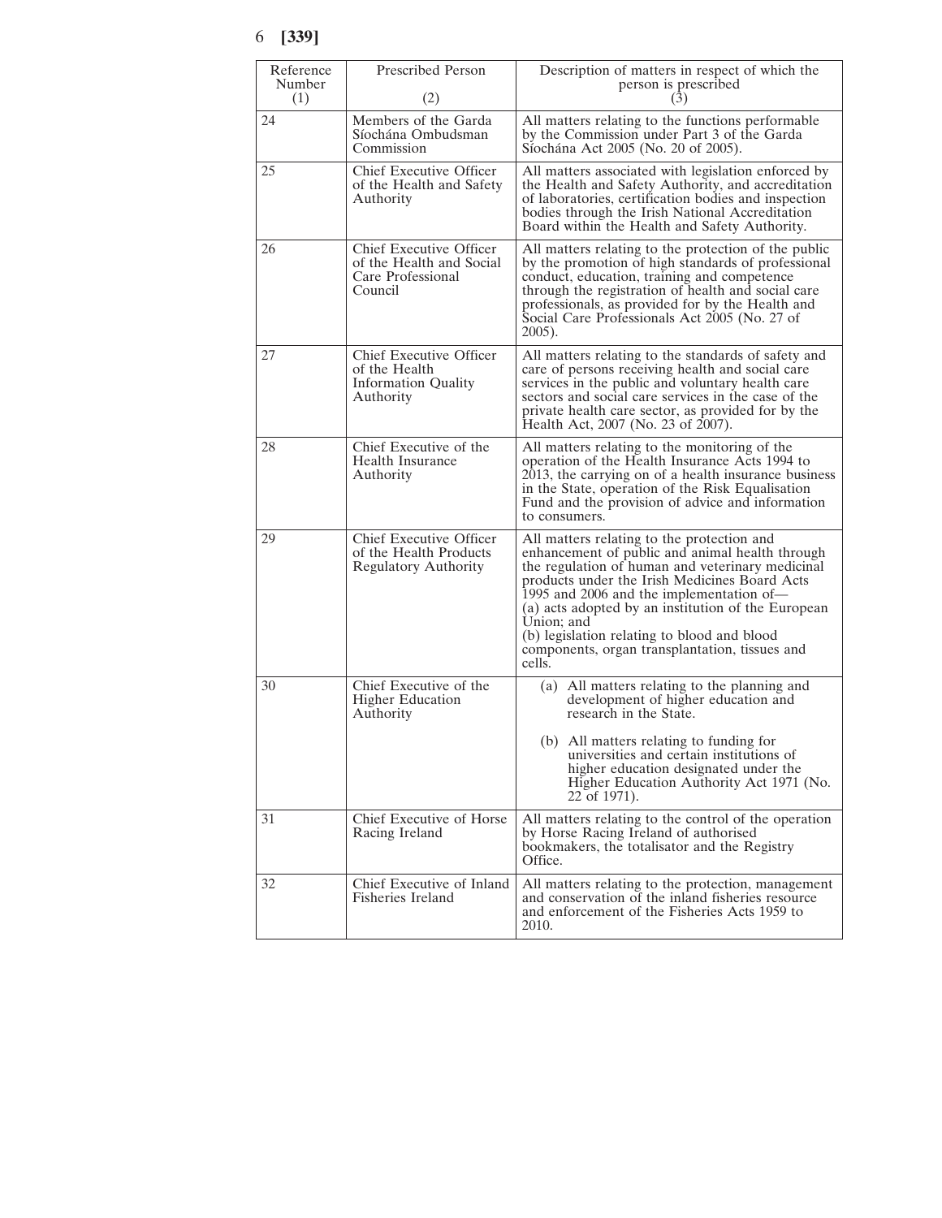| Reference Number (1) | Prescribed Person (2) | Description of matters in respect of which the person is prescribed (3) |
|---|---|---|
| 24 | Members of the Garda Síochána Ombudsman Commission | All matters relating to the functions performable by the Commission under Part 3 of the Garda Síochána Act 2005 (No. 20 of 2005). |
| 25 | Chief Executive Officer of the Health and Safety Authority | All matters associated with legislation enforced by the Health and Safety Authority, and accreditation of laboratories, certification bodies and inspection bodies through the Irish National Accreditation Board within the Health and Safety Authority. |
| 26 | Chief Executive Officer of the Health and Social Care Professional Council | All matters relating to the protection of the public by the promotion of high standards of professional conduct, education, training and competence through the registration of health and social care professionals, as provided for by the Health and Social Care Professionals Act 2005 (No. 27 of 2005). |
| 27 | Chief Executive Officer of the Health Information Quality Authority | All matters relating to the standards of safety and care of persons receiving health and social care services in the public and voluntary health care sectors and social care services in the case of the private health care sector, as provided for by the Health Act, 2007 (No. 23 of 2007). |
| 28 | Chief Executive of the Health Insurance Authority | All matters relating to the monitoring of the operation of the Health Insurance Acts 1994 to 2013, the carrying on of a health insurance business in the State, operation of the Risk Equalisation Fund and the provision of advice and information to consumers. |
| 29 | Chief Executive Officer of the Health Products Regulatory Authority | All matters relating to the protection and enhancement of public and animal health through the regulation of human and veterinary medicinal products under the Irish Medicines Board Acts 1995 and 2006 and the implementation of—<br>(a) acts adopted by an institution of the European Union; and<br>(b) legislation relating to blood and blood components, organ transplantation, tissues and cells. |
| 30 | Chief Executive of the Higher Education Authority | (a) All matters relating to the planning and development of higher education and research in the State.<br>(b) All matters relating to funding for universities and certain institutions of higher education designated under the Higher Education Authority Act 1971 (No. 22 of 1971). |
| 31 | Chief Executive of Horse Racing Ireland | All matters relating to the control of the operation by Horse Racing Ireland of authorised bookmakers, the totalisator and the Registry Office. |
| 32 | Chief Executive of Inland Fisheries Ireland | All matters relating to the protection, management and conservation of the inland fisheries resource and enforcement of the Fisheries Acts 1959 to 2010. |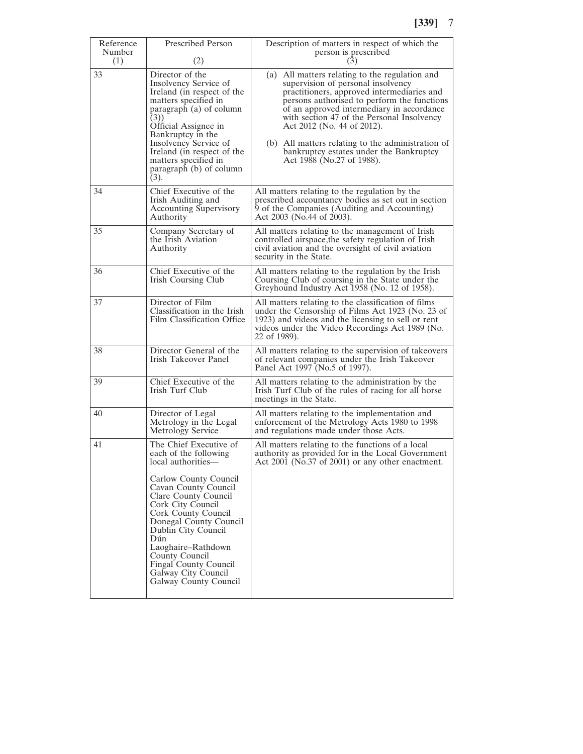| Reference Number (1) | Prescribed Person (2) | Description of matters in respect of which the person is prescribed (3) |
|---|---|---|
| 33 | Director of the Insolvency Service of Ireland (in respect of the matters specified in paragraph (a) of column (3)) Official Assignee in Bankruptcy in the Insolvency Service of Ireland (in respect of the matters specified in paragraph (b) of column (3). | (a) All matters relating to the regulation and supervision of personal insolvency practitioners, approved intermediaries and persons authorised to perform the functions of an approved intermediary in accordance with section 47 of the Personal Insolvency Act 2012 (No. 44 of 2012). (b) All matters relating to the administration of bankruptcy estates under the Bankruptcy Act 1988 (No.27 of 1988). |
| 34 | Chief Executive of the Irish Auditing and Accounting Supervisory Authority | All matters relating to the regulation by the prescribed accountancy bodies as set out in section 9 of the Companies (Auditing and Accounting) Act 2003 (No.44 of 2003). |
| 35 | Company Secretary of the Irish Aviation Authority | All matters relating to the management of Irish controlled airspace,the safety regulation of Irish civil aviation and the oversight of civil aviation security in the State. |
| 36 | Chief Executive of the Irish Coursing Club | All matters relating to the regulation by the Irish Coursing Club of coursing in the State under the Greyhound Industry Act 1958 (No. 12 of 1958). |
| 37 | Director of Film Classification in the Irish Film Classification Office | All matters relating to the classification of films under the Censorship of Films Act 1923 (No. 23 of 1923) and videos and the licensing to sell or rent videos under the Video Recordings Act 1989 (No. 22 of 1989). |
| 38 | Director General of the Irish Takeover Panel | All matters relating to the supervision of takeovers of relevant companies under the Irish Takeover Panel Act 1997 (No.5 of 1997). |
| 39 | Chief Executive of the Irish Turf Club | All matters relating to the administration by the Irish Turf Club of the rules of racing for all horse meetings in the State. |
| 40 | Director of Legal Metrology in the Legal Metrology Service | All matters relating to the implementation and enforcement of the Metrology Acts 1980 to 1998 and regulations made under those Acts. |
| 41 | The Chief Executive of each of the following local authorities— Carlow County Council Cavan County Council Clare County Council Cork City Council Cork County Council Donegal County Council Dublin City Council Dún Laoghaire–Rathdown County Council Fingal County Council Galway City Council Galway County Council | All matters relating to the functions of a local authority as provided for in the Local Government Act 2001 (No.37 of 2001) or any other enactment. |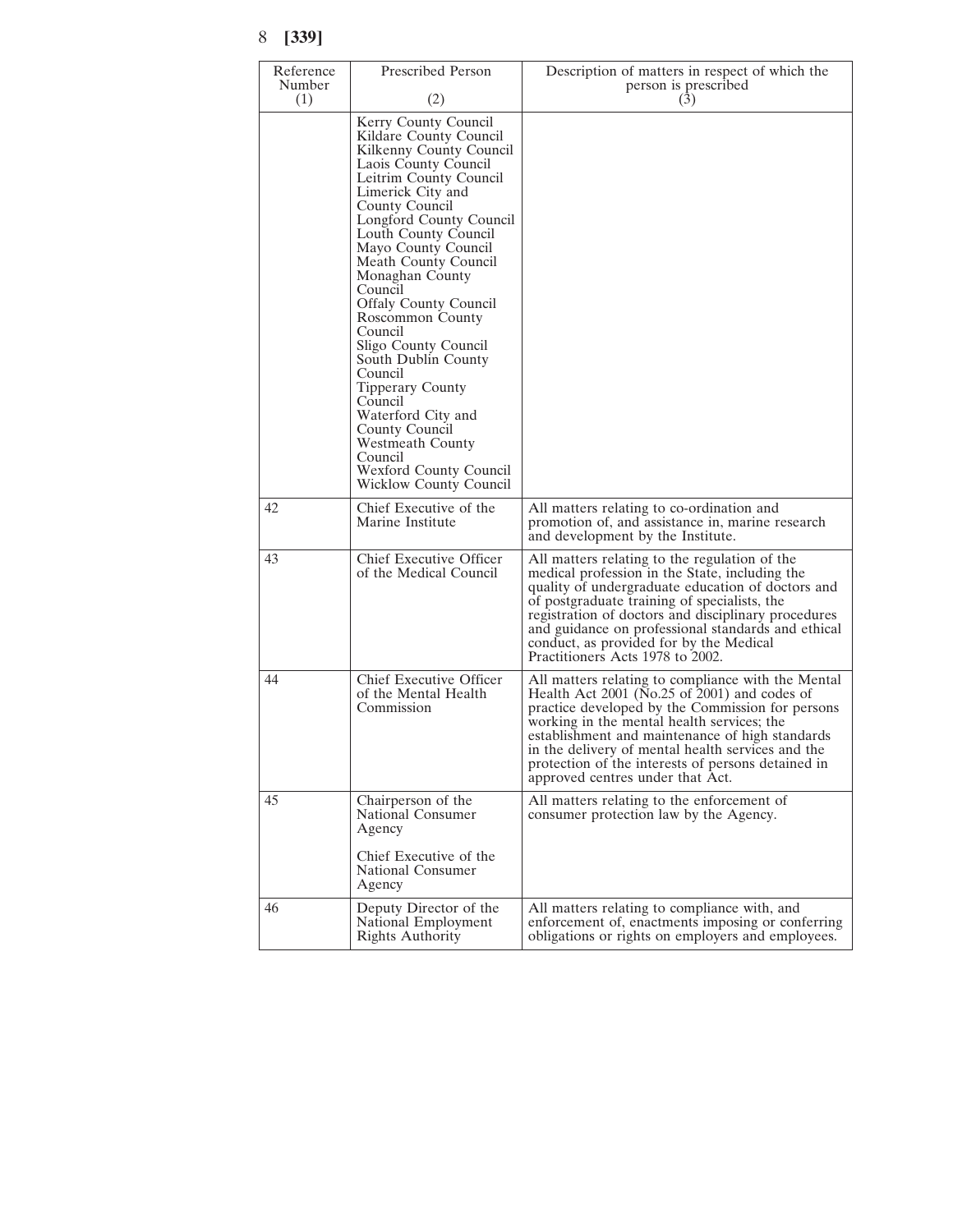| Reference Number (1) | Prescribed Person (2) | Description of matters in respect of which the person is prescribed (3) |
|---|---|---|
| | Kerry County Council<br>Kildare County Council<br>Kilkenny County Council<br>Laois County Council<br>Leitrim County Council<br>Limerick City and County Council<br>Longford County Council<br>Louth County Council<br>Mayo County Council<br>Meath County Council<br>Monaghan County Council<br>Offaly County Council<br>Roscommon County Council<br>Sligo County Council<br>South Dublin County Council<br>Tipperary County Council<br>Waterford City and County Council<br>Westmeath County Council<br>Wexford County Council<br>Wicklow County Council | |
| 42 | Chief Executive of the Marine Institute | All matters relating to co-ordination and promotion of, and assistance in, marine research and development by the Institute. |
| 43 | Chief Executive Officer of the Medical Council | All matters relating to the regulation of the medical profession in the State, including the quality of undergraduate education of doctors and of postgraduate training of specialists, the registration of doctors and disciplinary procedures and guidance on professional standards and ethical conduct, as provided for by the Medical Practitioners Acts 1978 to 2002. |
| 44 | Chief Executive Officer of the Mental Health Commission | All matters relating to compliance with the Mental Health Act 2001 (No.25 of 2001) and codes of practice developed by the Commission for persons working in the mental health services; the establishment and maintenance of high standards in the delivery of mental health services and the protection of the interests of persons detained in approved centres under that Act. |
| 45 | Chairperson of the National Consumer Agency<br><br>Chief Executive of the National Consumer Agency | All matters relating to the enforcement of consumer protection law by the Agency. |
| 46 | Deputy Director of the National Employment Rights Authority | All matters relating to compliance with, and enforcement of, enactments imposing or conferring obligations or rights on employers and employees. |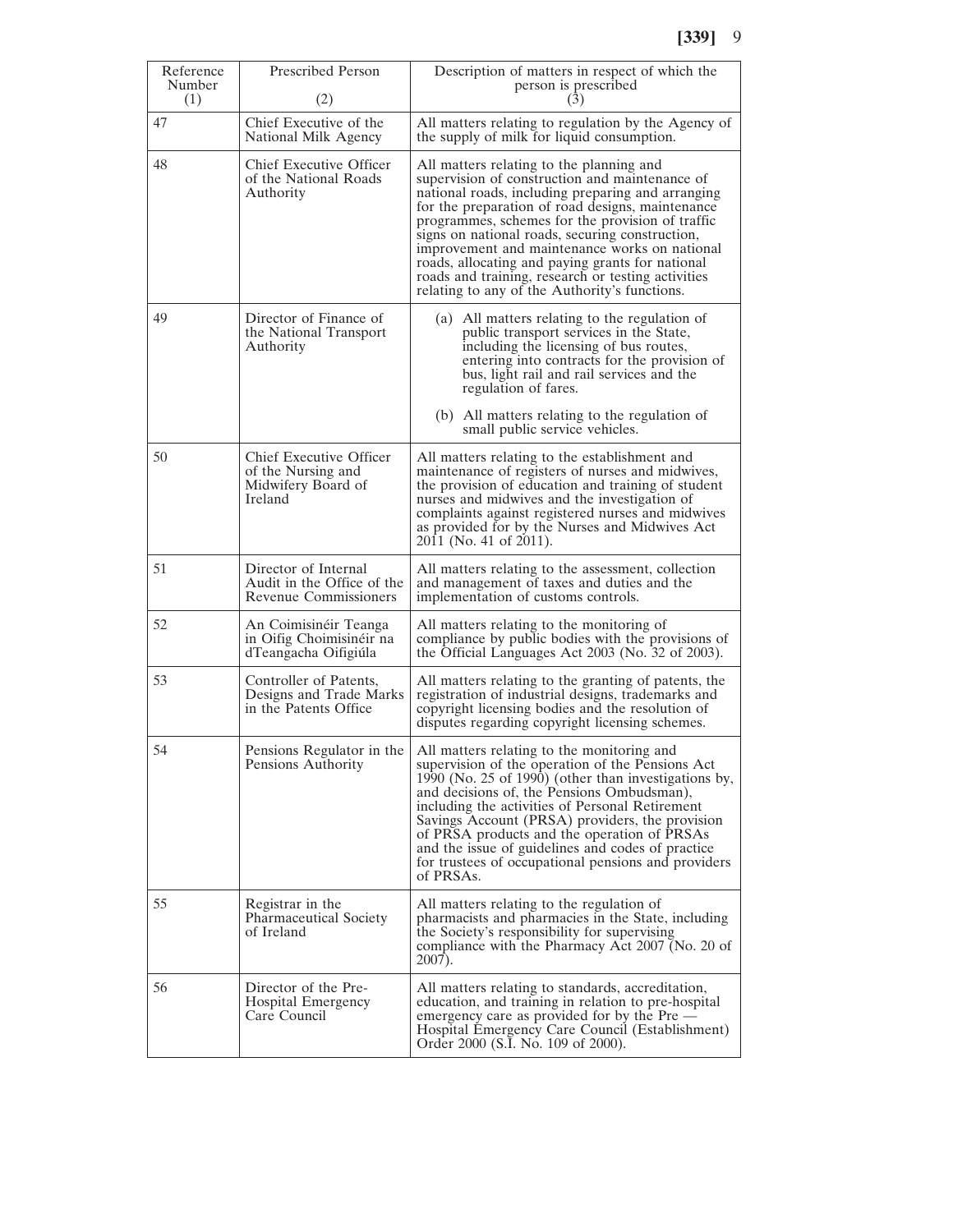| Reference Number (1) | Prescribed Person (2) | Description of matters in respect of which the person is prescribed (3) |
|---|---|---|
| 47 | Chief Executive of the National Milk Agency | All matters relating to regulation by the Agency of the supply of milk for liquid consumption. |
| 48 | Chief Executive Officer of the National Roads Authority | All matters relating to the planning and supervision of construction and maintenance of national roads, including preparing and arranging for the preparation of road designs, maintenance programmes, schemes for the provision of traffic signs on national roads, securing construction, improvement and maintenance works on national roads, allocating and paying grants for national roads and training, research or testing activities relating to any of the Authority's functions. |
| 49 | Director of Finance of the National Transport Authority | (a) All matters relating to the regulation of public transport services in the State, including the licensing of bus routes, entering into contracts for the provision of bus, light rail and rail services and the regulation of fares. (b) All matters relating to the regulation of small public service vehicles. |
| 50 | Chief Executive Officer of the Nursing and Midwifery Board of Ireland | All matters relating to the establishment and maintenance of registers of nurses and midwives, the provision of education and training of student nurses and midwives and the investigation of complaints against registered nurses and midwives as provided for by the Nurses and Midwives Act 2011 (No. 41 of 2011). |
| 51 | Director of Internal Audit in the Office of the Revenue Commissioners | All matters relating to the assessment, collection and management of taxes and duties and the implementation of customs controls. |
| 52 | An Coimisinéir Teanga in Oifig Choimisinéir na dTeangacha Oifigiúla | All matters relating to the monitoring of compliance by public bodies with the provisions of the Official Languages Act 2003 (No. 32 of 2003). |
| 53 | Controller of Patents, Designs and Trade Marks in the Patents Office | All matters relating to the granting of patents, the registration of industrial designs, trademarks and copyright licensing bodies and the resolution of disputes regarding copyright licensing schemes. |
| 54 | Pensions Regulator in the Pensions Authority | All matters relating to the monitoring and supervision of the operation of the Pensions Act 1990 (No. 25 of 1990) (other than investigations by, and decisions of, the Pensions Ombudsman), including the activities of Personal Retirement Savings Account (PRSA) providers, the provision of PRSA products and the operation of PRSAs and the issue of guidelines and codes of practice for trustees of occupational pensions and providers of PRSAs. |
| 55 | Registrar in the Pharmaceutical Society of Ireland | All matters relating to the regulation of pharmacists and pharmacies in the State, including the Society's responsibility for supervising compliance with the Pharmacy Act 2007 (No. 20 of 2007). |
| 56 | Director of the Pre-Hospital Emergency Care Council | All matters relating to standards, accreditation, education, and training in relation to pre-hospital emergency care as provided for by the Pre — Hospital Emergency Care Council (Establishment) Order 2000 (S.I. No. 109 of 2000). |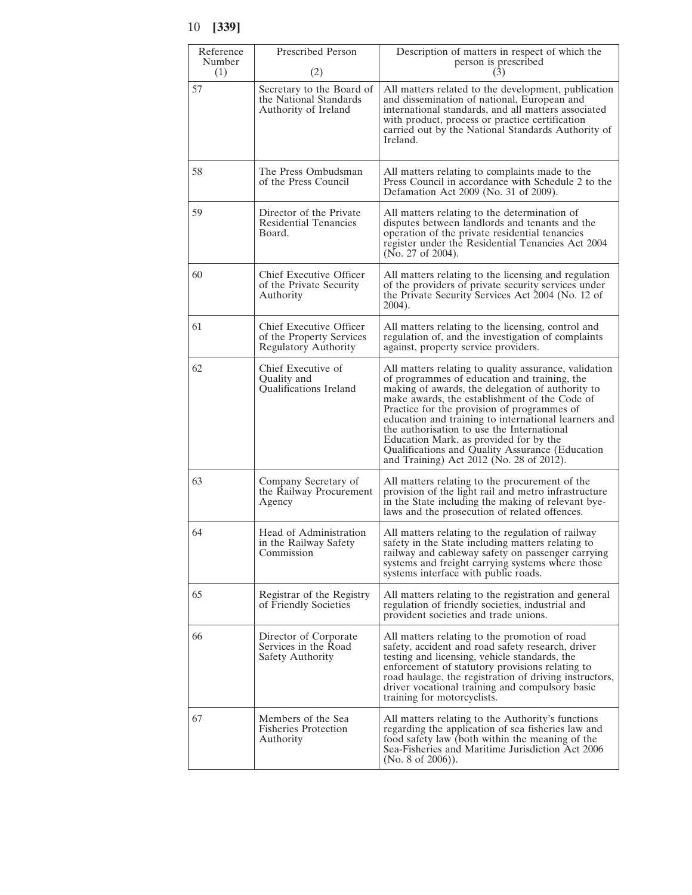| Reference Number (1) | Prescribed Person (2) | Description of matters in respect of which the person is prescribed (3) |
|---|---|---|
| 57 | Secretary to the Board of the National Standards Authority of Ireland | All matters related to the development, publication and dissemination of national, European and international standards, and all matters associated with product, process or practice certification carried out by the National Standards Authority of Ireland. |
| 58 | The Press Ombudsman of the Press Council | All matters relating to complaints made to the Press Council in accordance with Schedule 2 to the Defamation Act 2009 (No. 31 of 2009). |
| 59 | Director of the Private Residential Tenancies Board. | All matters relating to the determination of disputes between landlords and tenants and the operation of the private residential tenancies register under the Residential Tenancies Act 2004 (No. 27 of 2004). |
| 60 | Chief Executive Officer of the Private Security Authority | All matters relating to the licensing and regulation of the providers of private security services under the Private Security Services Act 2004 (No. 12 of 2004). |
| 61 | Chief Executive Officer of the Property Services Regulatory Authority | All matters relating to the licensing, control and regulation of, and the investigation of complaints against, property service providers. |
| 62 | Chief Executive of Quality and Qualifications Ireland | All matters relating to quality assurance, validation of programmes of education and training, the making of awards, the delegation of authority to make awards, the establishment of the Code of Practice for the provision of programmes of education and training to international learners and the authorisation to use the International Education Mark, as provided for by the Qualifications and Quality Assurance (Education and Training) Act 2012 (No. 28 of 2012). |
| 63 | Company Secretary of the Railway Procurement Agency | All matters relating to the procurement of the provision of the light rail and metro infrastructure in the State including the making of relevant bye-laws and the prosecution of related offences. |
| 64 | Head of Administration in the Railway Safety Commission | All matters relating to the regulation of railway safety in the State including matters relating to railway and cableway safety on passenger carrying systems and freight carrying systems where those systems interface with public roads. |
| 65 | Registrar of the Registry of Friendly Societies | All matters relating to the registration and general regulation of friendly societies, industrial and provident societies and trade unions. |
| 66 | Director of Corporate Services in the Road Safety Authority | All matters relating to the promotion of road safety, accident and road safety research, driver testing and licensing, vehicle standards, the enforcement of statutory provisions relating to road haulage, the registration of driving instructors, driver vocational training and compulsory basic training for motorcyclists. |
| 67 | Members of the Sea Fisheries Protection Authority | All matters relating to the Authority's functions regarding the application of sea fisheries law and food safety law (both within the meaning of the Sea-Fisheries and Maritime Jurisdiction Act 2006 (No. 8 of 2006)). |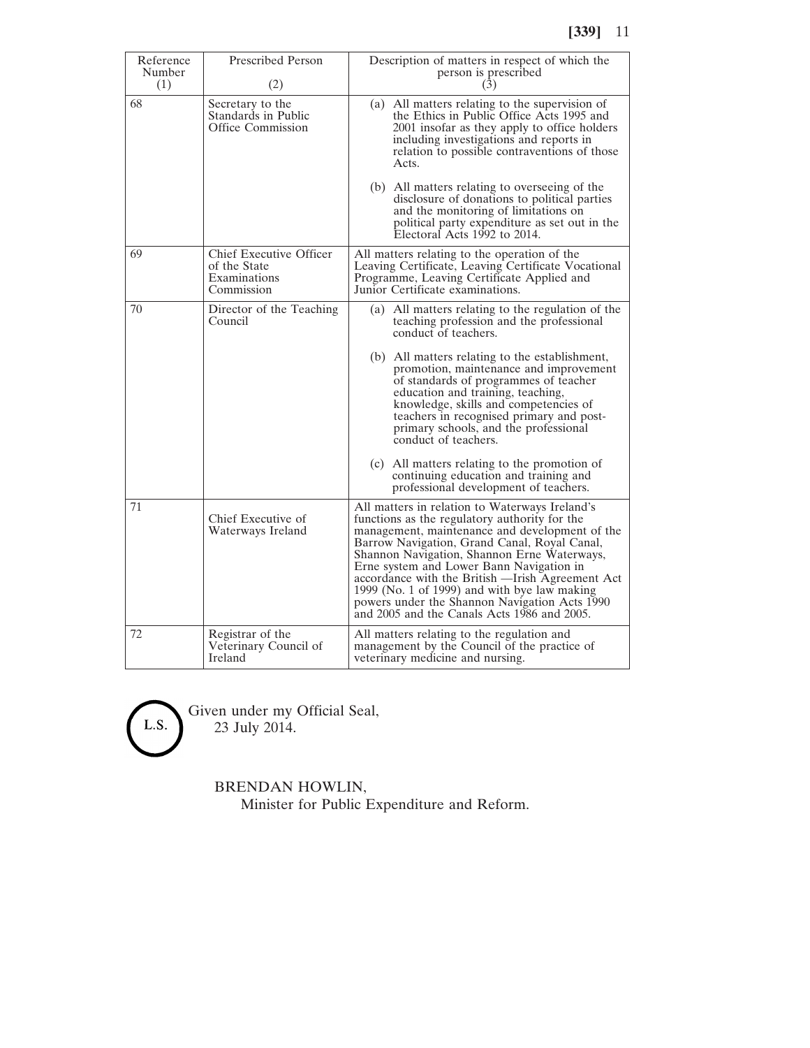| Reference Number (1) | Prescribed Person (2) | Description of matters in respect of which the person is prescribed (3) |
|---|---|---|
| 68 | Secretary to the Standards in Public Office Commission | (a) All matters relating to the supervision of the Ethics in Public Office Acts 1995 and 2001 insofar as they apply to office holders including investigations and reports in relation to possible contraventions of those Acts.<br><br>(b) All matters relating to overseeing of the disclosure of donations to political parties and the monitoring of limitations on political party expenditure as set out in the Electoral Acts 1992 to 2014. |
| 69 | Chief Executive Officer of the State Examinations Commission | All matters relating to the operation of the Leaving Certificate, Leaving Certificate Vocational Programme, Leaving Certificate Applied and Junior Certificate examinations. |
| 70 | Director of the Teaching Council | (a) All matters relating to the regulation of the teaching profession and the professional conduct of teachers.<br><br>(b) All matters relating to the establishment, promotion, maintenance and improvement of standards of programmes of teacher education and training, teaching, knowledge, skills and competencies of teachers in recognised primary and post-primary schools, and the professional conduct of teachers.<br><br>(c) All matters relating to the promotion of continuing education and training and professional development of teachers. |
| 71 | Chief Executive of Waterways Ireland | All matters in relation to Waterways Ireland's functions as the regulatory authority for the management, maintenance and development of the Barrow Navigation, Grand Canal, Royal Canal, Shannon Navigation, Shannon Erne Waterways, Erne system and Lower Bann Navigation in accordance with the British —Irish Agreement Act 1999 (No. 1 of 1999) and with bye law making powers under the Shannon Navigation Acts 1990 and 2005 and the Canals Acts 1986 and 2005. |
| 72 | Registrar of the Veterinary Council of Ireland | All matters relating to the regulation and management by the Council of the practice of veterinary medicine and nursing. |

L.S.

Given under my Official Seal,
23 July 2014.

BRENDAN HOWLIN,
Minister for Public Expenditure and Reform.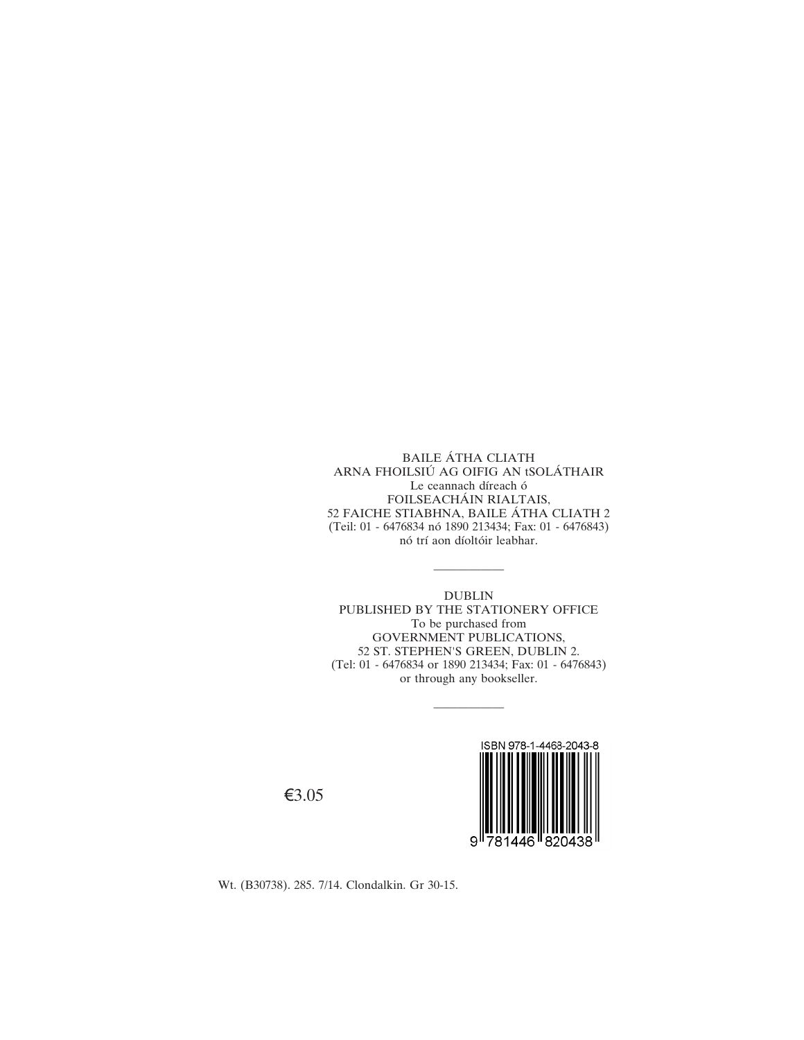BAILE ÁTHA CLIATH
ARNA FHOILSIÚ AG OIFIG AN tSOLÁTHAIR
Le ceannach díreach ó
FOILSEACHÁIN RIALTAIS,
52 FAICHE STIABHNA, BAILE ÁTHA CLIATH 2
(Teil: 01 - 6476834 nó 1890 213434; Fax: 01 - 6476843)
nó trí aon díoltóir leabhar.

---

DUBLIN
PUBLISHED BY THE STATIONERY OFFICE
To be purchased from
GOVERNMENT PUBLICATIONS,
52 ST. STEPHEN'S GREEN, DUBLIN 2.
(Tel: 01 - 6476834 or 1890 213434; Fax: 01 - 6476843)
or through any bookseller.

---

ISBN 978-1-4468-2043-8

9 781446 820438

€3.05

Wt. (B30738). 285. 7/14. Clondalkin. Gr 30-15.